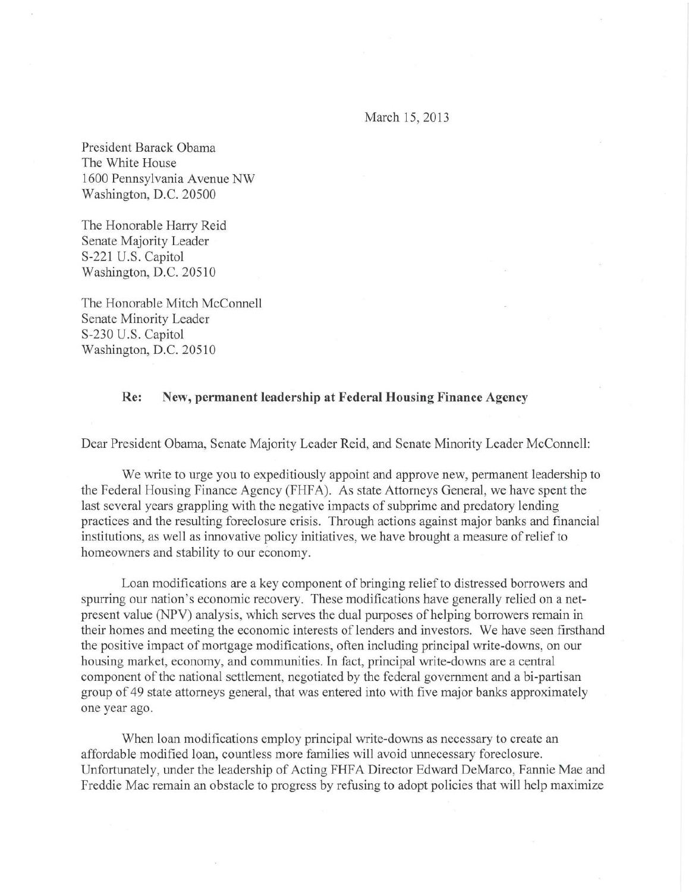March 15, 2013

President Barack Obama
The White House
1600 Pennsylvania Avenue NW
Washington, D.C. 20500

The Honorable Harry Reid
Senate Majority Leader
S-221 U.S. Capitol
Washington, D.C. 20510

The Honorable Mitch McConnell
Senate Minority Leader
S-230 U.S. Capitol
Washington, D.C. 20510

**Re: New, permanent leadership at Federal Housing Finance Agency**

Dear President Obama, Senate Majority Leader Reid, and Senate Minority Leader McConnell:

We write to urge you to expeditiously appoint and approve new, permanent leadership to the Federal Housing Finance Agency (FHFA). As state Attorneys General, we have spent the last several years grappling with the negative impacts of subprime and predatory lending practices and the resulting foreclosure crisis. Through actions against major banks and financial institutions, as well as innovative policy initiatives, we have brought a measure of relief to homeowners and stability to our economy.

Loan modifications are a key component of bringing relief to distressed borrowers and spurring our nation's economic recovery. These modifications have generally relied on a net-present value (NPV) analysis, which serves the dual purposes of helping borrowers remain in their homes and meeting the economic interests of lenders and investors. We have seen firsthand the positive impact of mortgage modifications, often including principal write-downs, on our housing market, economy, and communities. In fact, principal write-downs are a central component of the national settlement, negotiated by the federal government and a bi-partisan group of 49 state attorneys general, that was entered into with five major banks approximately one year ago.

When loan modifications employ principal write-downs as necessary to create an affordable modified loan, countless more families will avoid unnecessary foreclosure. Unfortunately, under the leadership of Acting FHFA Director Edward DeMarco, Fannie Mae and Freddie Mac remain an obstacle to progress by refusing to adopt policies that will help maximize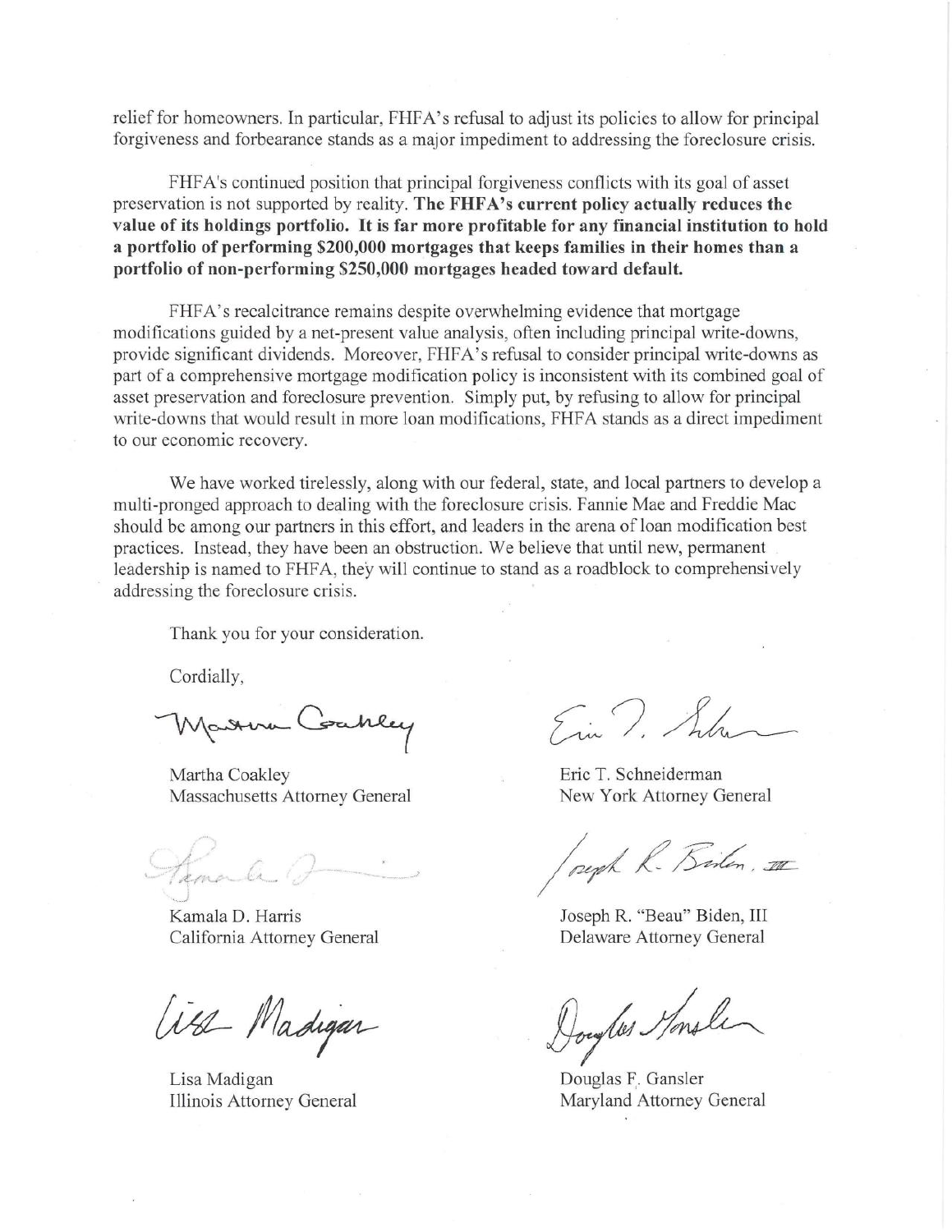relief for homeowners. In particular, FHFA's refusal to adjust its policies to allow for principal forgiveness and forbearance stands as a major impediment to addressing the foreclosure crisis.

FHFA's continued position that principal forgiveness conflicts with its goal of asset preservation is not supported by reality. **The FHFA's current policy actually reduces the value of its holdings portfolio. It is far more profitable for any financial institution to hold a portfolio of performing $200,000 mortgages that keeps families in their homes than a portfolio of non-performing $250,000 mortgages headed toward default.**

FHFA's recalcitrance remains despite overwhelming evidence that mortgage modifications guided by a net-present value analysis, often including principal write-downs, provide significant dividends. Moreover, FHFA's refusal to consider principal write-downs as part of a comprehensive mortgage modification policy is inconsistent with its combined goal of asset preservation and foreclosure prevention. Simply put, by refusing to allow for principal write-downs that would result in more loan modifications, FHFA stands as a direct impediment to our economic recovery.

We have worked tirelessly, along with our federal, state, and local partners to develop a multi-pronged approach to dealing with the foreclosure crisis. Fannie Mae and Freddie Mac should be among our partners in this effort, and leaders in the arena of loan modification best practices. Instead, they have been an obstruction. We believe that until new, permanent leadership is named to FHFA, they will continue to stand as a roadblock to comprehensively addressing the foreclosure crisis.

Thank you for your consideration.

Cordially,

Martha Coakley
Massachusetts Attorney General

Eric T. Schneiderman
New York Attorney General

Kamala D. Harris
California Attorney General

Joseph R. "Beau" Biden, III
Delaware Attorney General

Lisa Madigan
Illinois Attorney General

Douglas F. Gansler
Maryland Attorney General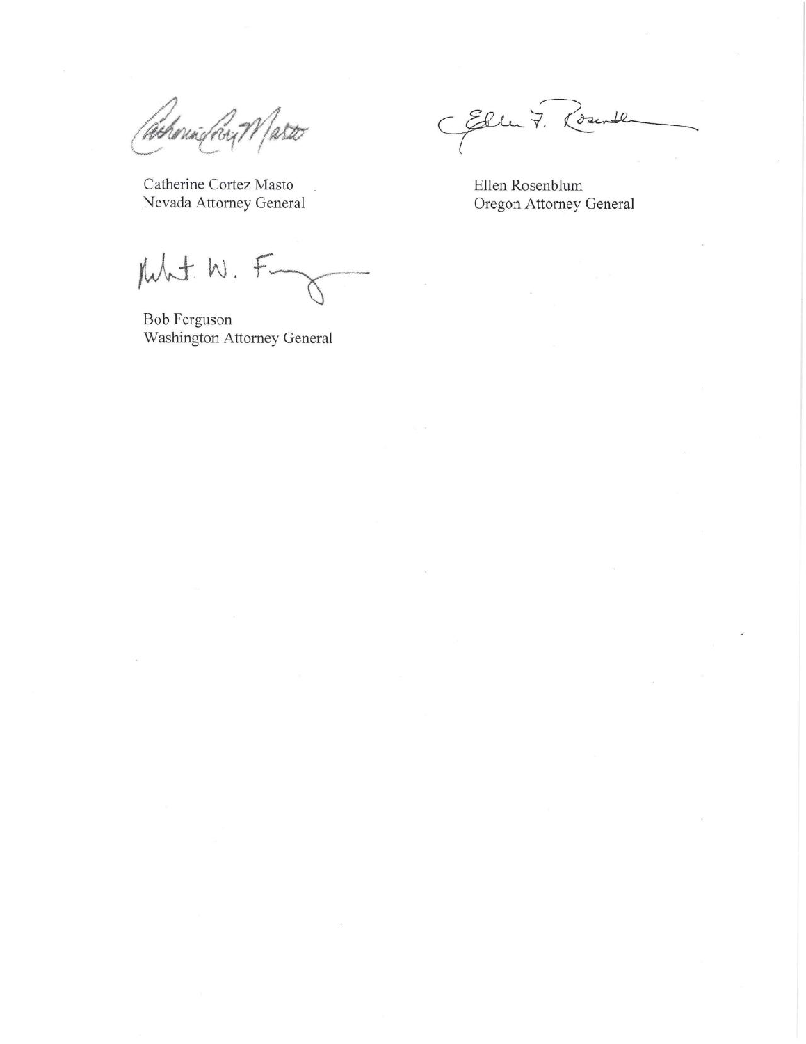Catherine Cortez Masto
Nevada Attorney General

Ellen Rosenblum
Oregon Attorney General

Bob Ferguson
Washington Attorney General